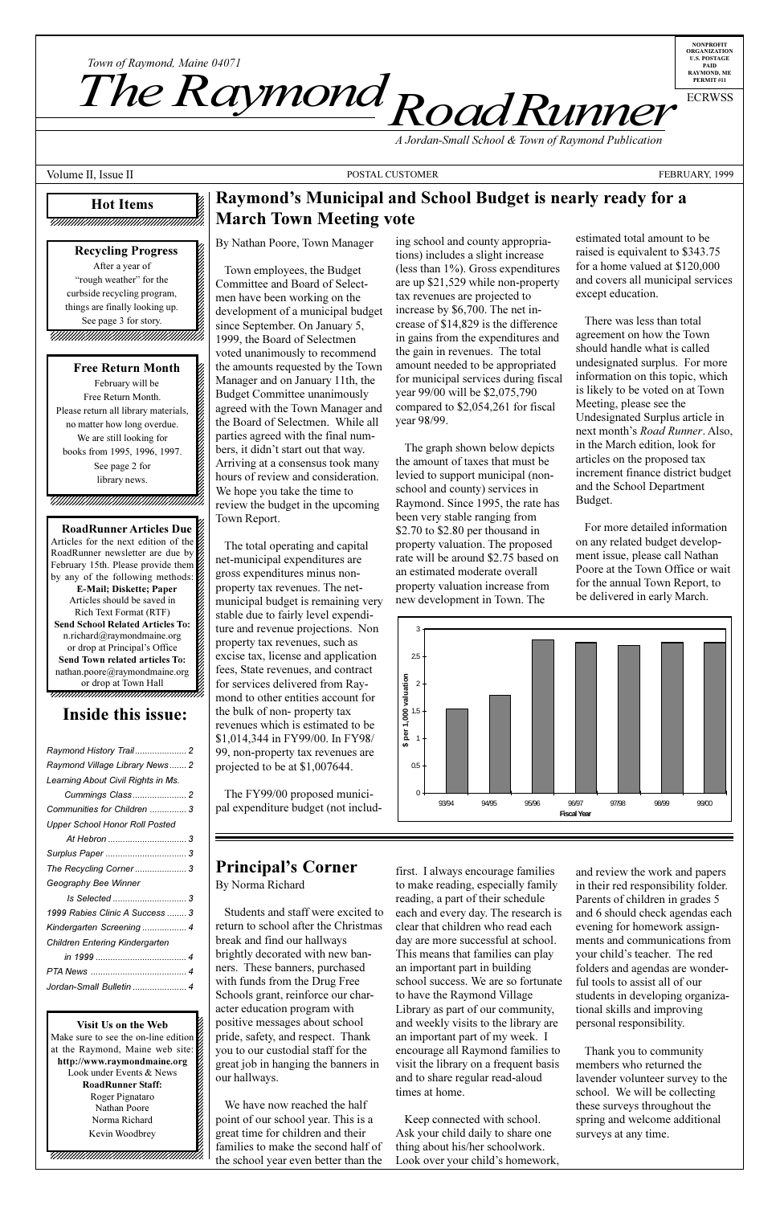Town of Raymond, Maine 04071

# The Raymond RoadRunner

NONPROFIT ORGANIZATION U.S. POSTAGE PAID RAYMOND, ME PERMIT #11

ECRWSS

*A Jordan-Small School & Town of Raymond Publication*

Volume II, Issue II — POSTAL CUSTOMER — FEBRUARY, 1999

## Hot Items

**Recycling Progress**

After a year of "rough weather" for the curbside recycling program, things are finally looking up. See page 3 for story.

**Free Return Month**

February will be Free Return Month. Please return all library materials, no matter how long overdue. We are still looking for books from 1995, 1996, 1997. See page 2 for library news.

**RoadRunner Articles Due**

Articles for the next edition of the RoadRunner newsletter are due by February 15th. Please provide them by any of the following methods:
**E-Mail; Diskette; Paper**
Articles should be saved in Rich Text Format (RTF)
**Send School Related Articles To:**
n.richard@raymondmaine.org
or drop at Principal's Office
**Send Town related articles To:**
nathan.poore@raymondmaine.org
or drop at Town Hall

## Inside this issue:

- *Raymond History Trail* ..... 2
- *Raymond Village Library News* ..... 2
- *Learning About Civil Rights in Ms. Cummings Class* ..... 2
- *Communities for Children* ..... 3
- *Upper School Honor Roll Posted At Hebron* ..... 3
- *Surplus Paper* ..... 3
- *The Recycling Corner* ..... 3
- *Geography Bee Winner Is Selected* ..... 3
- *1999 Rabies Clinic A Success* ..... 3
- *Kindergarten Screening* ..... 4
- *Children Entering Kindergarten in 1999* ..... 4
- *PTA News* ..... 4
- *Jordan-Small Bulletin* ..... 4

**Visit Us on the Web**

Make sure to see the on-line edition at the Raymond, Maine web site:
**http://www.raymondmaine.org**
Look under Events & News
**RoadRunner Staff:**
Roger Pignataro
Nathan Poore
Norma Richard
Kevin Woodbrey

## Raymond's Municipal and School Budget is nearly ready for a March Town Meeting vote

By Nathan Poore, Town Manager

Town employees, the Budget Committee and Board of Selectmen have been working on the development of a municipal budget since September. On January 5, 1999, the Board of Selectmen voted unanimously to recommend the amounts requested by the Town Manager and on January 11th, the Budget Committee unanimously agreed with the Town Manager and the Board of Selectmen. While all parties agreed with the final numbers, it didn't start out that way. Arriving at a consensus took many hours of review and consideration. We hope you take the time to review the budget in the upcoming Town Report.

The total operating and capital net-municipal expenditures are gross expenditures minus non-property tax revenues. The net-municipal budget is remaining very stable due to fairly level expenditure and revenue projections. Non property tax revenues, such as excise tax, license and application fees, State revenues, and contract for services delivered from Raymond to other entities account for the bulk of non- property tax revenues which is estimated to be $1,014,344 in FY99/00. In FY98/99, non-property tax revenues are projected to be at $1,007644.

The FY99/00 proposed municipal expenditure budget (not including school and county appropriations) includes a slight increase (less than 1%). Gross expenditures are up $21,529 while non-property tax revenues are projected to increase by $6,700. The net increase of $14,829 is the difference in gains from the expenditures and the gain in revenues. The total amount needed to be appropriated for municipal services during fiscal year 99/00 will be $2,075,790 compared to $2,054,261 for fiscal year 98/99.

The graph shown below depicts the amount of taxes that must be levied to support municipal (non-school and county) services in Raymond. Since 1995, the rate has been very stable ranging from $2.70 to $2.80 per thousand in property valuation. The proposed rate will be around $2.75 based on an estimated moderate overall property valuation increase from new development in Town. The estimated total amount to be raised is equivalent to $343.75 for a home valued at $120,000 and covers all municipal services except education.

There was less than total agreement on how the Town should handle what is called undesignated surplus. For more information on this topic, which is likely to be voted on at Town Meeting, please see the Undesignated Surplus article in next month's *Road Runner*. Also, in the March edition, look for articles on the proposed tax increment finance district budget and the School Department Budget.

For more detailed information on any related budget development issue, please call Nathan Poore at the Town Office or wait for the annual Town Report, to be delivered in early March.

$ per 1,000 valuation
0, 0.5, 1, 1.5, 2, 2.5, 3
93/94, 94/95, 95/96, 96/97, 97/98, 98/99, 99/00
Fiscal Year

## Principal's Corner

By Norma Richard

Students and staff were excited to return to school after the Christmas break and find our hallways brightly decorated with new banners. These banners, purchased with funds from the Drug Free Schools grant, reinforce our character education program with positive messages about school pride, safety, and respect. Thank you to our custodial staff for the great job in hanging the banners in our hallways.

We have now reached the half point of our school year. This is a great time for children and their families to make the second half of the school year even better than the first. I always encourage families to make reading, especially family reading, a part of their schedule each and every day. The research is clear that children who read each day are more successful at school. This means that families can play an important part in building school success. We are so fortunate to have the Raymond Village Library as part of our community, and weekly visits to the library are an important part of my week. I encourage all Raymond families to visit the library on a frequent basis and to share regular read-aloud times at home.

Keep connected with school. Ask your child daily to share one thing about his/her schoolwork. Look over your child's homework, and review the work and papers in their red responsibility folder. Parents of children in grades 5 and 6 should check agendas each evening for homework assignments and communications from your child's teacher. The red folders and agendas are wonderful tools to assist all of our students in developing organizational skills and improving personal responsibility.

Thank you to community members who returned the lavender volunteer survey to the school. We will be collecting these surveys throughout the spring and welcome additional surveys at any time.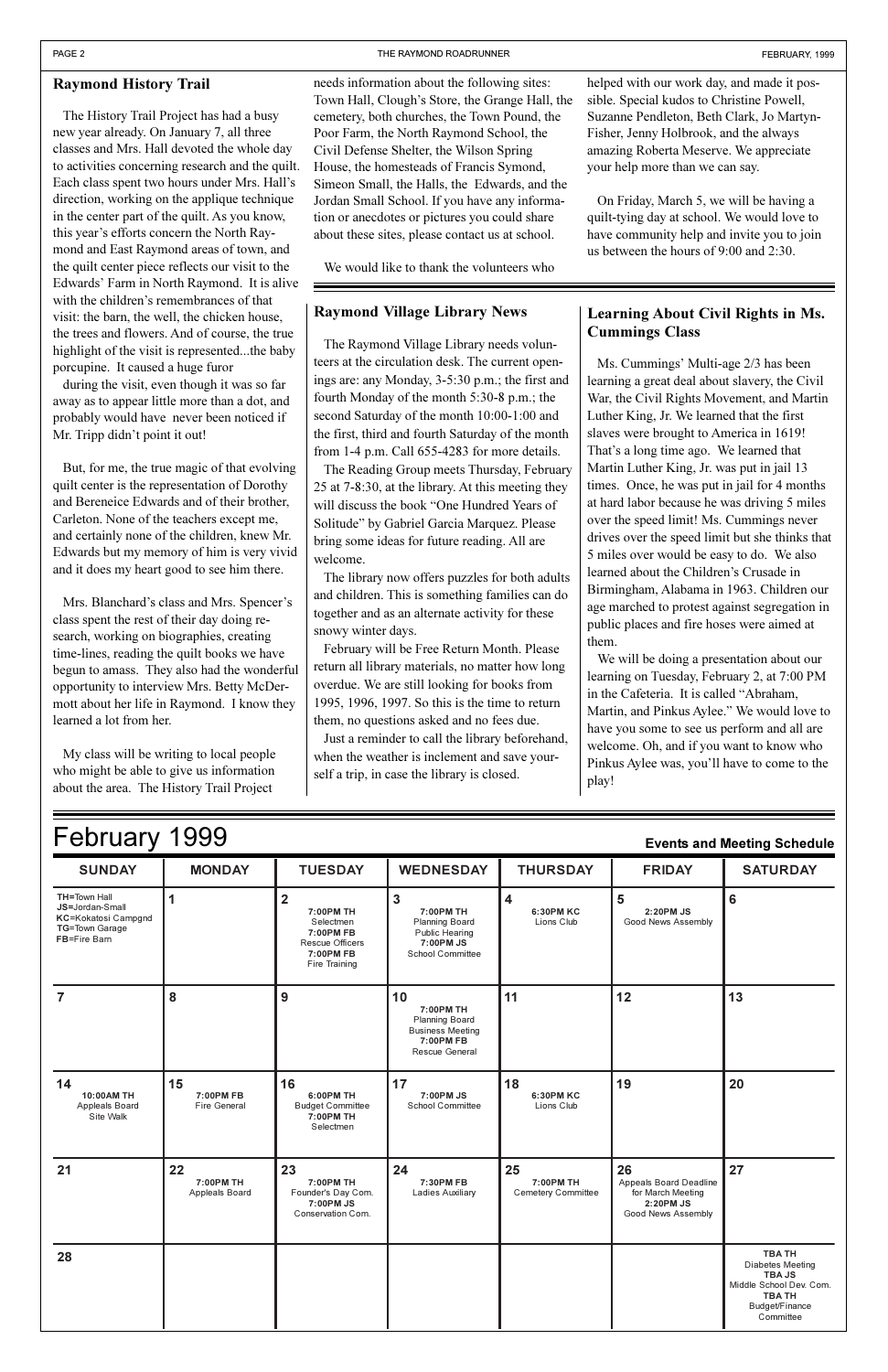## Raymond History Trail

The History Trail Project has had a busy new year already. On January 7, all three classes and Mrs. Hall devoted the whole day to activities concerning research and the quilt. Each class spent two hours under Mrs. Hall's direction, working on the applique technique in the center part of the quilt. As you know, this year's efforts concern the North Raymond and East Raymond areas of town, and the quilt center piece reflects our visit to the Edwards' Farm in North Raymond. It is alive with the children's remembrances of that visit: the barn, the well, the chicken house, the trees and flowers. And of course, the true highlight of the visit is represented...the baby porcupine. It caused a huge furor during the visit, even though it was so far away as to appear little more than a dot, and probably would have never been noticed if Mr. Tripp didn't point it out!

But, for me, the true magic of that evolving quilt center is the representation of Dorothy and Bereneice Edwards and of their brother, Carleton. None of the teachers except me, and certainly none of the children, knew Mr. Edwards but my memory of him is very vivid and it does my heart good to see him there.

Mrs. Blanchard's class and Mrs. Spencer's class spent the rest of their day doing research, working on biographies, creating time-lines, reading the quilt books we have begun to amass. They also had the wonderful opportunity to interview Mrs. Betty McDermott about her life in Raymond. I know they learned a lot from her.

My class will be writing to local people who might be able to give us information about the area. The History Trail Project needs information about the following sites: Town Hall, Clough's Store, the Grange Hall, the cemetery, both churches, the Town Pound, the Poor Farm, the North Raymond School, the Civil Defense Shelter, the Wilson Spring House, the homesteads of Francis Symond, Simeon Small, the Halls, the Edwards, and the Jordan Small School. If you have any information or anecdotes or pictures you could share about these sites, please contact us at school.

We would like to thank the volunteers who helped with our work day, and made it possible. Special kudos to Christine Powell, Suzanne Pendleton, Beth Clark, Jo Martyn-Fisher, Jenny Holbrook, and the always amazing Roberta Meserve. We appreciate your help more than we can say.

On Friday, March 5, we will be having a quilt-tying day at school. We would love to have community help and invite you to join us between the hours of 9:00 and 2:30.

## Raymond Village Library News

The Raymond Village Library needs volunteers at the circulation desk. The current openings are: any Monday, 3-5:30 p.m.; the first and fourth Monday of the month 5:30-8 p.m.; the second Saturday of the month 10:00-1:00 and the first, third and fourth Saturday of the month from 1-4 p.m. Call 655-4283 for more details.

The Reading Group meets Thursday, February 25 at 7-8:30, at the library. At this meeting they will discuss the book "One Hundred Years of Solitude" by Gabriel Garcia Marquez. Please bring some ideas for future reading. All are welcome.

The library now offers puzzles for both adults and children. This is something families can do together and as an alternate activity for these snowy winter days.

February will be Free Return Month. Please return all library materials, no matter how long overdue. We are still looking for books from 1995, 1996, 1997. So this is the time to return them, no questions asked and no fees due.

Just a reminder to call the library beforehand, when the weather is inclement and save yourself a trip, in case the library is closed.

## Learning About Civil Rights in Ms. Cummings Class

Ms. Cummings' Multi-age 2/3 has been learning a great deal about slavery, the Civil War, the Civil Rights Movement, and Martin Luther King, Jr. We learned that the first slaves were brought to America in 1619! That's a long time ago. We learned that Martin Luther King, Jr. was put in jail 13 times. Once, he was put in jail for 4 months at hard labor because he was driving 5 miles over the speed limit! Ms. Cummings never drives over the speed limit but she thinks that 5 miles over would be easy to do. We also learned about the Children's Crusade in Birmingham, Alabama in 1963. Children our age marched to protest against segregation in public places and fire hoses were aimed at them.

We will be doing a presentation about our learning on Tuesday, February 2, at 7:00 PM in the Cafeteria. It is called "Abraham, Martin, and Pinkus Aylee." We would love to have you some to see us perform and all are welcome. Oh, and if you want to know who Pinkus Aylee was, you'll have to come to the play!

# February 1999

**Events and Meeting Schedule**

| SUNDAY | MONDAY | TUESDAY | WEDNESDAY | THURSDAY | FRIDAY | SATURDAY |
|---|---|---|---|---|---|---|
| **TH**=Town Hall **JS**=Jordan-Small **KC**=Kokatosi Campgnd **TG**=Town Garage **FB**=Fire Barn | 1 | 2 **7:00PM TH** Selectmen **7:00PM FB** Rescue Officers **7:00PM FB** Fire Training | 3 **7:00PM TH** Planning Board Public Hearing **7:00PM JS** School Committee | 4 **6:30PM KC** Lions Club | 5 **2:20PM JS** Good News Assembly | 6 |
| 7 | 8 | 9 | 10 **7:00PM TH** Planning Board Business Meeting **7:00PM FB** Rescue General | 11 | 12 | 13 |
| 14 **10:00AM TH** Appleals Board Site Walk | 15 **7:00PM FB** Fire General | 16 **6:00PM TH** Budget Committee **7:00PM TH** Selectmen | 17 **7:00PM JS** School Committee | 18 **6:30PM KC** Lions Club | 19 | 20 |
| 21 | 22 **7:00PM TH** Appleals Board | 23 **7:00PM TH** Founder's Day Com. **7:00PM JS** Conservation Com. | 24 **7:30PM FB** Ladies Auxiliary | 25 **7:00PM TH** Cemetery Committee | 26 Appeals Board Deadline for March Meeting **2:20PM JS** Good News Assembly | 27 |
| 28 | | | | | | **TBA TH** Diabetes Meeting **TBA JS** Middle School Dev. Com. **TBA TH** Budget/Finance Committee |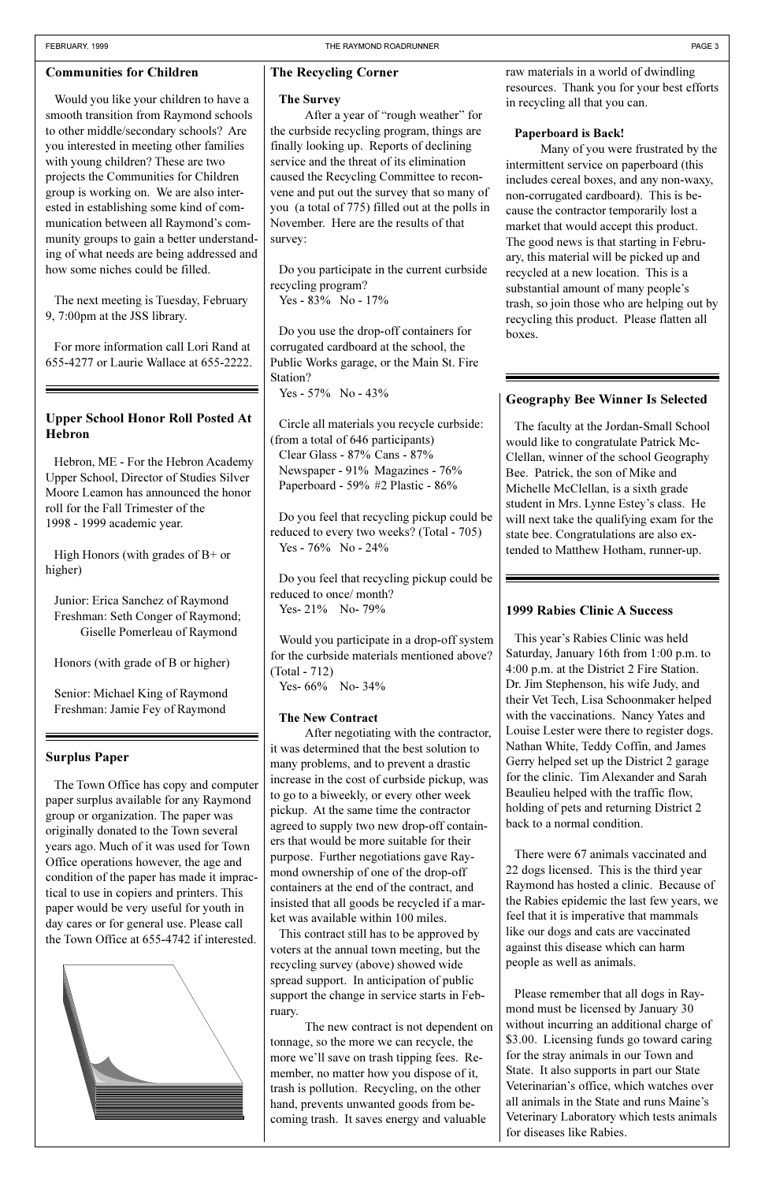## Communities for Children

Would you like your children to have a smooth transition from Raymond schools to other middle/secondary schools? Are you interested in meeting other families with young children? These are two projects the Communities for Children group is working on. We are also interested in establishing some kind of communication between all Raymond's community groups to gain a better understanding of what needs are being addressed and how some niches could be filled.

The next meeting is Tuesday, February 9, 7:00pm at the JSS library.

For more information call Lori Rand at 655-4277 or Laurie Wallace at 655-2222.

## Upper School Honor Roll Posted At Hebron

Hebron, ME - For the Hebron Academy Upper School, Director of Studies Silver Moore Leamon has announced the honor roll for the Fall Trimester of the 1998 - 1999 academic year.

High Honors (with grades of B+ or higher)

Junior: Erica Sanchez of Raymond
Freshman: Seth Conger of Raymond; Giselle Pomerleau of Raymond

Honors (with grade of B or higher)

Senior: Michael King of Raymond
Freshman: Jamie Fey of Raymond

## Surplus Paper

The Town Office has copy and computer paper surplus available for any Raymond group or organization. The paper was originally donated to the Town several years ago. Much of it was used for Town Office operations however, the age and condition of the paper has made it impractical to use in copiers and printers. This paper would be very useful for youth in day cares or for general use. Please call the Town Office at 655-4742 if interested.

## The Recycling Corner

### The Survey

After a year of "rough weather" for the curbside recycling program, things are finally looking up. Reports of declining service and the threat of its elimination caused the Recycling Committee to reconvene and put out the survey that so many of you (a total of 775) filled out at the polls in November. Here are the results of that survey:

Do you participate in the current curbside recycling program?
Yes - 83% No - 17%

Do you use the drop-off containers for corrugated cardboard at the school, the Public Works garage, or the Main St. Fire Station?
Yes - 57% No - 43%

Circle all materials you recycle curbside: (from a total of 646 participants)
Clear Glass - 87% Cans - 87%
Newspaper - 91% Magazines - 76%
Paperboard - 59% #2 Plastic - 86%

Do you feel that recycling pickup could be reduced to every two weeks? (Total - 705)
Yes - 76% No - 24%

Do you feel that recycling pickup could be reduced to once/ month?
Yes- 21% No- 79%

Would you participate in a drop-off system for the curbside materials mentioned above? (Total - 712)
Yes- 66% No- 34%

### The New Contract

After negotiating with the contractor, it was determined that the best solution to many problems, and to prevent a drastic increase in the cost of curbside pickup, was to go to a biweekly, or every other week pickup. At the same time the contractor agreed to supply two new drop-off containers that would be more suitable for their purpose. Further negotiations gave Raymond ownership of one of the drop-off containers at the end of the contract, and insisted that all goods be recycled if a market was available within 100 miles.

This contract still has to be approved by voters at the annual town meeting, but the recycling survey (above) showed wide spread support. In anticipation of public support the change in service starts in February.

The new contract is not dependent on tonnage, so the more we can recycle, the more we'll save on trash tipping fees. Remember, no matter how you dispose of it, trash is pollution. Recycling, on the other hand, prevents unwanted goods from becoming trash. It saves energy and valuable raw materials in a world of dwindling resources. Thank you for your best efforts in recycling all that you can.

### Paperboard is Back!

Many of you were frustrated by the intermittent service on paperboard (this includes cereal boxes, and any non-waxy, non-corrugated cardboard). This is because the contractor temporarily lost a market that would accept this product. The good news is that starting in February, this material will be picked up and recycled at a new location. This is a substantial amount of many people's trash, so join those who are helping out by recycling this product. Please flatten all boxes.

## Geography Bee Winner Is Selected

The faculty at the Jordan-Small School would like to congratulate Patrick McClellan, winner of the school Geography Bee. Patrick, the son of Mike and Michelle McClellan, is a sixth grade student in Mrs. Lynne Estey's class. He will next take the qualifying exam for the state bee. Congratulations are also extended to Matthew Hotham, runner-up.

## 1999 Rabies Clinic A Success

This year's Rabies Clinic was held Saturday, January 16th from 1:00 p.m. to 4:00 p.m. at the District 2 Fire Station. Dr. Jim Stephenson, his wife Judy, and their Vet Tech, Lisa Schoonmaker helped with the vaccinations. Nancy Yates and Louise Lester were there to register dogs. Nathan White, Teddy Coffin, and James Gerry helped set up the District 2 garage for the clinic. Tim Alexander and Sarah Beaulieu helped with the traffic flow, holding of pets and returning District 2 back to a normal condition.

There were 67 animals vaccinated and 22 dogs licensed. This is the third year Raymond has hosted a clinic. Because of the Rabies epidemic the last few years, we feel that it is imperative that mammals like our dogs and cats are vaccinated against this disease which can harm people as well as animals.

Please remember that all dogs in Raymond must be licensed by January 30 without incurring an additional charge of $3.00. Licensing funds go toward caring for the stray animals in our Town and State. It also supports in part our State Veterinarian's office, which watches over all animals in the State and runs Maine's Veterinary Laboratory which tests animals for diseases like Rabies.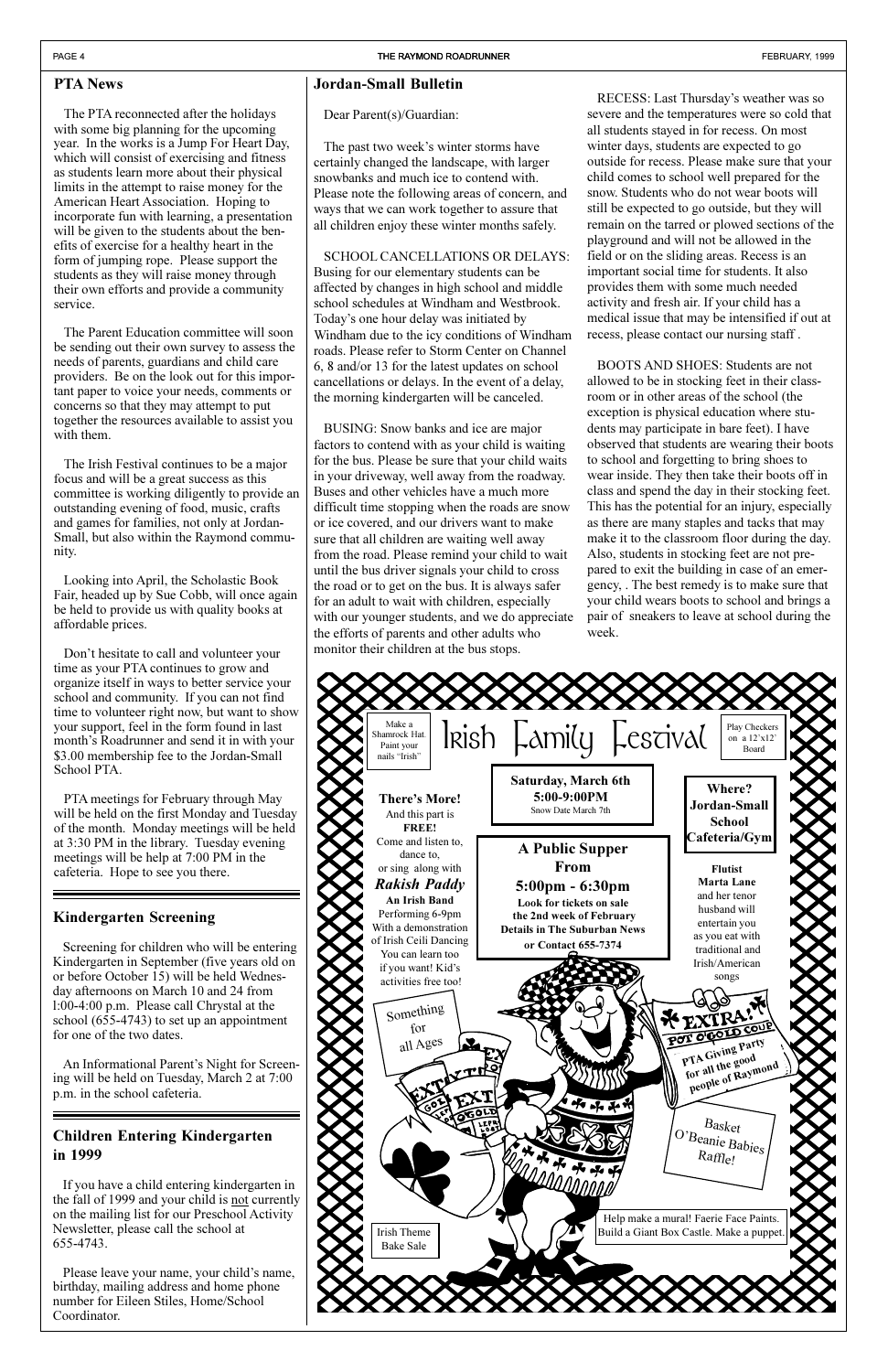## PTA News

The PTA reconnected after the holidays with some big planning for the upcoming year. In the works is a Jump For Heart Day, which will consist of exercising and fitness as students learn more about their physical limits in the attempt to raise money for the American Heart Association. Hoping to incorporate fun with learning, a presentation will be given to the students about the benefits of exercise for a healthy heart in the form of jumping rope. Please support the students as they will raise money through their own efforts and provide a community service.

The Parent Education committee will soon be sending out their own survey to assess the needs of parents, guardians and child care providers. Be on the look out for this important paper to voice your needs, comments or concerns so that they may attempt to put together the resources available to assist you with them.

The Irish Festival continues to be a major focus and will be a great success as this committee is working diligently to provide an outstanding evening of food, music, crafts and games for families, not only at Jordan-Small, but also within the Raymond community.

Looking into April, the Scholastic Book Fair, headed up by Sue Cobb, will once again be held to provide us with quality books at affordable prices.

Don't hesitate to call and volunteer your time as your PTA continues to grow and organize itself in ways to better service your school and community. If you can not find time to volunteer right now, but want to show your support, feel in the form found in last month's Roadrunner and send it in with your $3.00 membership fee to the Jordan-Small School PTA.

PTA meetings for February through May will be held on the first Monday and Tuesday of the month. Monday meetings will be held at 3:30 PM in the library. Tuesday evening meetings will be help at 7:00 PM in the cafeteria. Hope to see you there.

## Kindergarten Screening

Screening for children who will be entering Kindergarten in September (five years old on or before October 15) will be held Wednesday afternoons on March 10 and 24 from l:00-4:00 p.m. Please call Chrystal at the school (655-4743) to set up an appointment for one of the two dates.

An Informational Parent's Night for Screening will be held on Tuesday, March 2 at 7:00 p.m. in the school cafeteria.

## Children Entering Kindergarten in 1999

If you have a child entering kindergarten in the fall of 1999 and your child is not currently on the mailing list for our Preschool Activity Newsletter, please call the school at 655-4743.

Please leave your name, your child's name, birthday, mailing address and home phone number for Eileen Stiles, Home/School Coordinator.

## Jordan-Small Bulletin

Dear Parent(s)/Guardian:

The past two week's winter storms have certainly changed the landscape, with larger snowbanks and much ice to contend with. Please note the following areas of concern, and ways that we can work together to assure that all children enjoy these winter months safely.

SCHOOL CANCELLATIONS OR DELAYS: Busing for our elementary students can be affected by changes in high school and middle school schedules at Windham and Westbrook. Today's one hour delay was initiated by Windham due to the icy conditions of Windham roads. Please refer to Storm Center on Channel 6, 8 and/or 13 for the latest updates on school cancellations or delays. In the event of a delay, the morning kindergarten will be canceled.

BUSING: Snow banks and ice are major factors to contend with as your child is waiting for the bus. Please be sure that your child waits in your driveway, well away from the roadway. Buses and other vehicles have a much more difficult time stopping when the roads are snow or ice covered, and our drivers want to make sure that all children are waiting well away from the road. Please remind your child to wait until the bus driver signals your child to cross the road or to get on the bus. It is always safer for an adult to wait with children, especially with our younger students, and we do appreciate the efforts of parents and other adults who monitor their children at the bus stops.

RECESS: Last Thursday's weather was so severe and the temperatures were so cold that all students stayed in for recess. On most winter days, students are expected to go outside for recess. Please make sure that your child comes to school well prepared for the snow. Students who do not wear boots will still be expected to go outside, but they will remain on the tarred or plowed sections of the playground and will not be allowed in the field or on the sliding areas. Recess is an important social time for students. It also provides them with some much needed activity and fresh air. If your child has a medical issue that may be intensified if out at recess, please contact our nursing staff .

BOOTS AND SHOES: Students are not allowed to be in stocking feet in their classroom or in other areas of the school (the exception is physical education where students may participate in bare feet). I have observed that students are wearing their boots to school and forgetting to bring shoes to wear inside. They then take their boots off in class and spend the day in their stocking feet. This has the potential for an injury, especially as there are many staples and tacks that may make it to the classroom floor during the day. Also, students in stocking feet are not prepared to exit the building in case of an emergency, . The best remedy is to make sure that your child wears boots to school and brings a pair of sneakers to leave at school during the week.

## Irish Family Festival

Make a Shamrock Hat. Paint your nails "Irish"

Play Checkers on a 12'x12' Board

**Saturday, March 6th**
**5:00-9:00PM**
Snow Date March 7th

**Where?**
**Jordan-Small School Cafeteria/Gym**

**There's More!**
And this part is **FREE!**
Come and listen to, dance to, or sing along with
***Rakish Paddy***
**An Irish Band**
Performing 6-9pm
With a demonstration of Irish Ceili Dancing
You can learn too if you want! Kid's activities free too!

**A Public Supper From 5:00pm - 6:30pm**
**Look for tickets on sale the 2nd week of February Details in The Suburban News or Contact 655-7374**

**Flutist Marta Lane** and her tenor husband will entertain you as you eat with traditional and Irish/American songs

Something for all Ages

EXTRA! POT O'GOLD COUP
PTA Giving Party for all the good people of Raymond

Basket O'Beanie Babies Raffle!

Irish Theme Bake Sale

Help make a mural! Faerie Face Paints. Build a Giant Box Castle. Make a puppet.